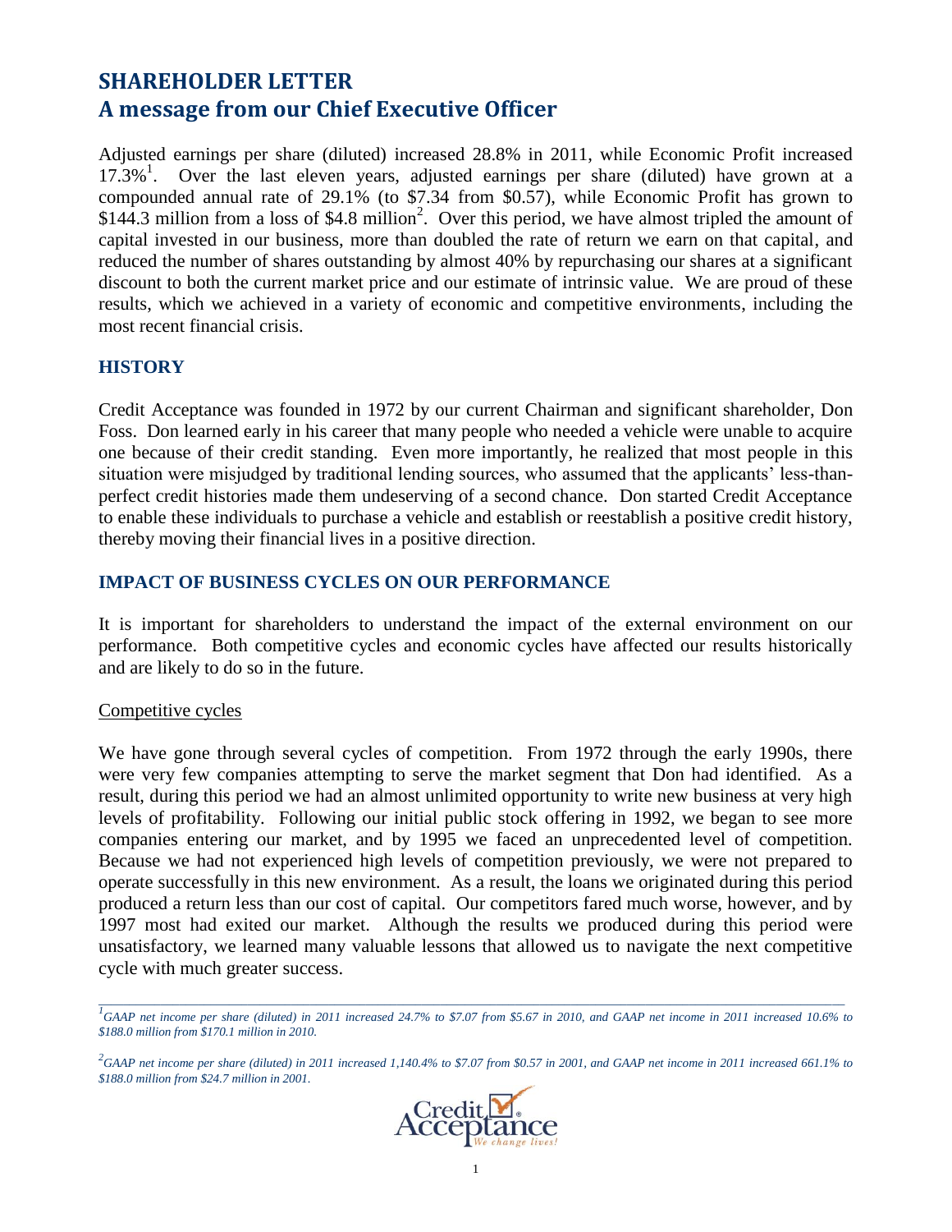# SHAREHOLDER LETTER
# A message from our Chief Executive Officer

Adjusted earnings per share (diluted) increased 28.8% in 2011, while Economic Profit increased 17.3%[1]. Over the last eleven years, adjusted earnings per share (diluted) have grown at a compounded annual rate of 29.1% (to $7.34 from $0.57), while Economic Profit has grown to $144.3 million from a loss of $4.8 million[2]. Over this period, we have almost tripled the amount of capital invested in our business, more than doubled the rate of return we earn on that capital, and reduced the number of shares outstanding by almost 40% by repurchasing our shares at a significant discount to both the current market price and our estimate of intrinsic value. We are proud of these results, which we achieved in a variety of economic and competitive environments, including the most recent financial crisis.

## HISTORY

Credit Acceptance was founded in 1972 by our current Chairman and significant shareholder, Don Foss. Don learned early in his career that many people who needed a vehicle were unable to acquire one because of their credit standing. Even more importantly, he realized that most people in this situation were misjudged by traditional lending sources, who assumed that the applicants' less-than-perfect credit histories made them undeserving of a second chance. Don started Credit Acceptance to enable these individuals to purchase a vehicle and establish or reestablish a positive credit history, thereby moving their financial lives in a positive direction.

## IMPACT OF BUSINESS CYCLES ON OUR PERFORMANCE

It is important for shareholders to understand the impact of the external environment on our performance. Both competitive cycles and economic cycles have affected our results historically and are likely to do so in the future.

### Competitive cycles

We have gone through several cycles of competition. From 1972 through the early 1990s, there were very few companies attempting to serve the market segment that Don had identified. As a result, during this period we had an almost unlimited opportunity to write new business at very high levels of profitability. Following our initial public stock offering in 1992, we began to see more companies entering our market, and by 1995 we faced an unprecedented level of competition. Because we had not experienced high levels of competition previously, we were not prepared to operate successfully in this new environment. As a result, the loans we originated during this period produced a return less than our cost of capital. Our competitors fared much worse, however, and by 1997 most had exited our market. Although the results we produced during this period were unsatisfactory, we learned many valuable lessons that allowed us to navigate the next competitive cycle with much greater success.

---

*[1] GAAP net income per share (diluted) in 2011 increased 24.7% to $7.07 from $5.67 in 2010, and GAAP net income in 2011 increased 10.6% to $188.0 million from $170.1 million in 2010.*

*[2] GAAP net income per share (diluted) in 2011 increased 1,140.4% to $7.07 from $0.57 in 2001, and GAAP net income in 2011 increased 661.1% to $188.0 million from $24.7 million in 2001.*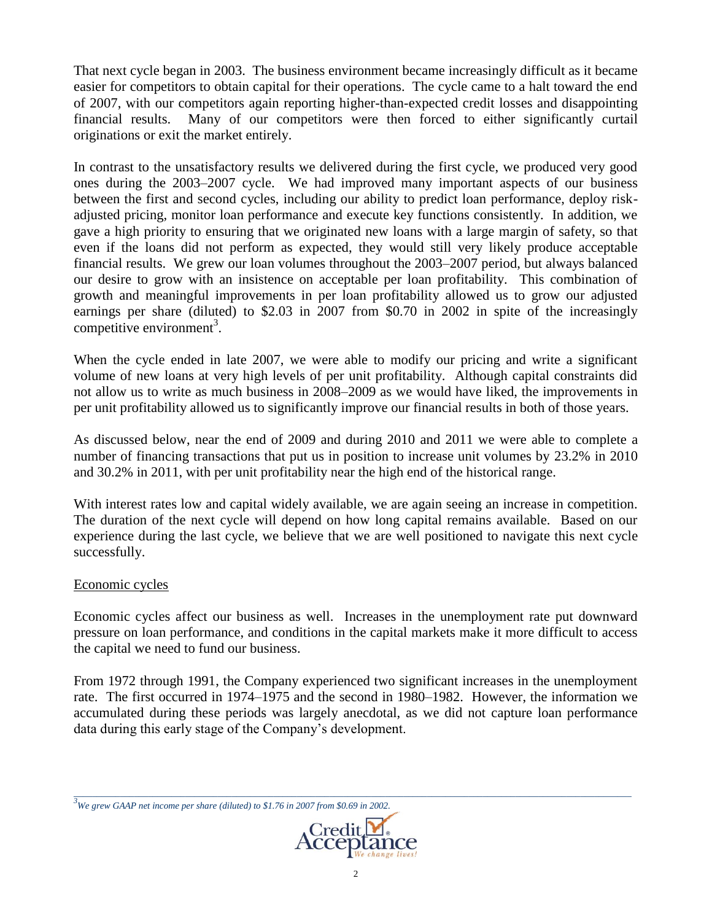That next cycle began in 2003. The business environment became increasingly difficult as it became easier for competitors to obtain capital for their operations. The cycle came to a halt toward the end of 2007, with our competitors again reporting higher-than-expected credit losses and disappointing financial results. Many of our competitors were then forced to either significantly curtail originations or exit the market entirely.

In contrast to the unsatisfactory results we delivered during the first cycle, we produced very good ones during the 2003–2007 cycle. We had improved many important aspects of our business between the first and second cycles, including our ability to predict loan performance, deploy risk-adjusted pricing, monitor loan performance and execute key functions consistently. In addition, we gave a high priority to ensuring that we originated new loans with a large margin of safety, so that even if the loans did not perform as expected, they would still very likely produce acceptable financial results. We grew our loan volumes throughout the 2003–2007 period, but always balanced our desire to grow with an insistence on acceptable per loan profitability. This combination of growth and meaningful improvements in per loan profitability allowed us to grow our adjusted earnings per share (diluted) to $2.03 in 2007 from $0.70 in 2002 in spite of the increasingly competitive environment[3].

When the cycle ended in late 2007, we were able to modify our pricing and write a significant volume of new loans at very high levels of per unit profitability. Although capital constraints did not allow us to write as much business in 2008–2009 as we would have liked, the improvements in per unit profitability allowed us to significantly improve our financial results in both of those years.

As discussed below, near the end of 2009 and during 2010 and 2011 we were able to complete a number of financing transactions that put us in position to increase unit volumes by 23.2% in 2010 and 30.2% in 2011, with per unit profitability near the high end of the historical range.

With interest rates low and capital widely available, we are again seeing an increase in competition. The duration of the next cycle will depend on how long capital remains available. Based on our experience during the last cycle, we believe that we are well positioned to navigate this next cycle successfully.

Economic cycles

Economic cycles affect our business as well. Increases in the unemployment rate put downward pressure on loan performance, and conditions in the capital markets make it more difficult to access the capital we need to fund our business.

From 1972 through 1991, the Company experienced two significant increases in the unemployment rate. The first occurred in 1974–1975 and the second in 1980–1982. However, the information we accumulated during these periods was largely anecdotal, as we did not capture loan performance data during this early stage of the Company's development.

---

*[3] We grew GAAP net income per share (diluted) to $1.76 in 2007 from $0.69 in 2002.*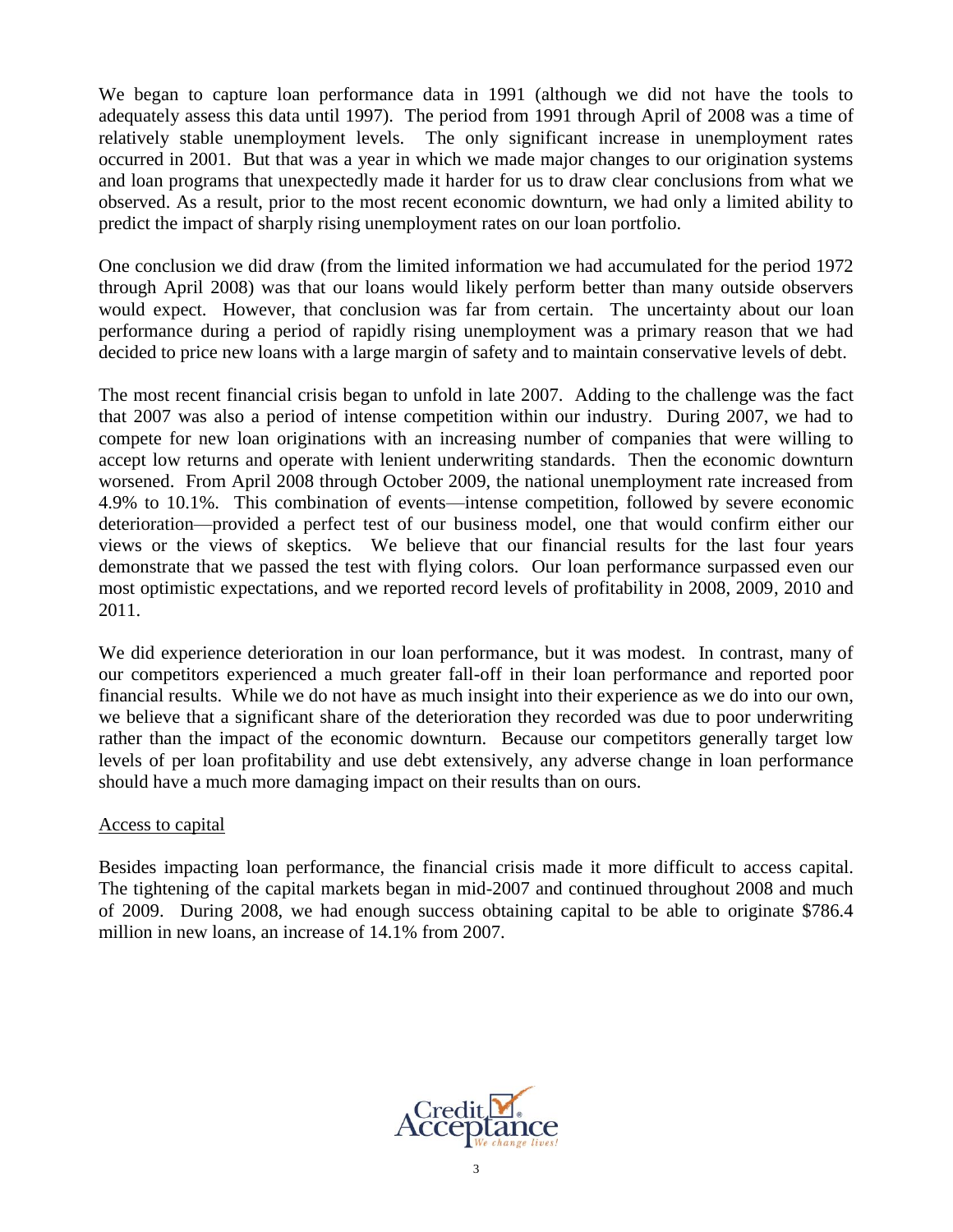We began to capture loan performance data in 1991 (although we did not have the tools to adequately assess this data until 1997). The period from 1991 through April of 2008 was a time of relatively stable unemployment levels. The only significant increase in unemployment rates occurred in 2001. But that was a year in which we made major changes to our origination systems and loan programs that unexpectedly made it harder for us to draw clear conclusions from what we observed. As a result, prior to the most recent economic downturn, we had only a limited ability to predict the impact of sharply rising unemployment rates on our loan portfolio.

One conclusion we did draw (from the limited information we had accumulated for the period 1972 through April 2008) was that our loans would likely perform better than many outside observers would expect. However, that conclusion was far from certain. The uncertainty about our loan performance during a period of rapidly rising unemployment was a primary reason that we had decided to price new loans with a large margin of safety and to maintain conservative levels of debt.

The most recent financial crisis began to unfold in late 2007. Adding to the challenge was the fact that 2007 was also a period of intense competition within our industry. During 2007, we had to compete for new loan originations with an increasing number of companies that were willing to accept low returns and operate with lenient underwriting standards. Then the economic downturn worsened. From April 2008 through October 2009, the national unemployment rate increased from 4.9% to 10.1%. This combination of events—intense competition, followed by severe economic deterioration—provided a perfect test of our business model, one that would confirm either our views or the views of skeptics. We believe that our financial results for the last four years demonstrate that we passed the test with flying colors. Our loan performance surpassed even our most optimistic expectations, and we reported record levels of profitability in 2008, 2009, 2010 and 2011.

We did experience deterioration in our loan performance, but it was modest. In contrast, many of our competitors experienced a much greater fall-off in their loan performance and reported poor financial results. While we do not have as much insight into their experience as we do into our own, we believe that a significant share of the deterioration they recorded was due to poor underwriting rather than the impact of the economic downturn. Because our competitors generally target low levels of per loan profitability and use debt extensively, any adverse change in loan performance should have a much more damaging impact on their results than on ours.

<u>Access to capital</u>

Besides impacting loan performance, the financial crisis made it more difficult to access capital. The tightening of the capital markets began in mid-2007 and continued throughout 2008 and much of 2009. During 2008, we had enough success obtaining capital to be able to originate $786.4 million in new loans, an increase of 14.1% from 2007.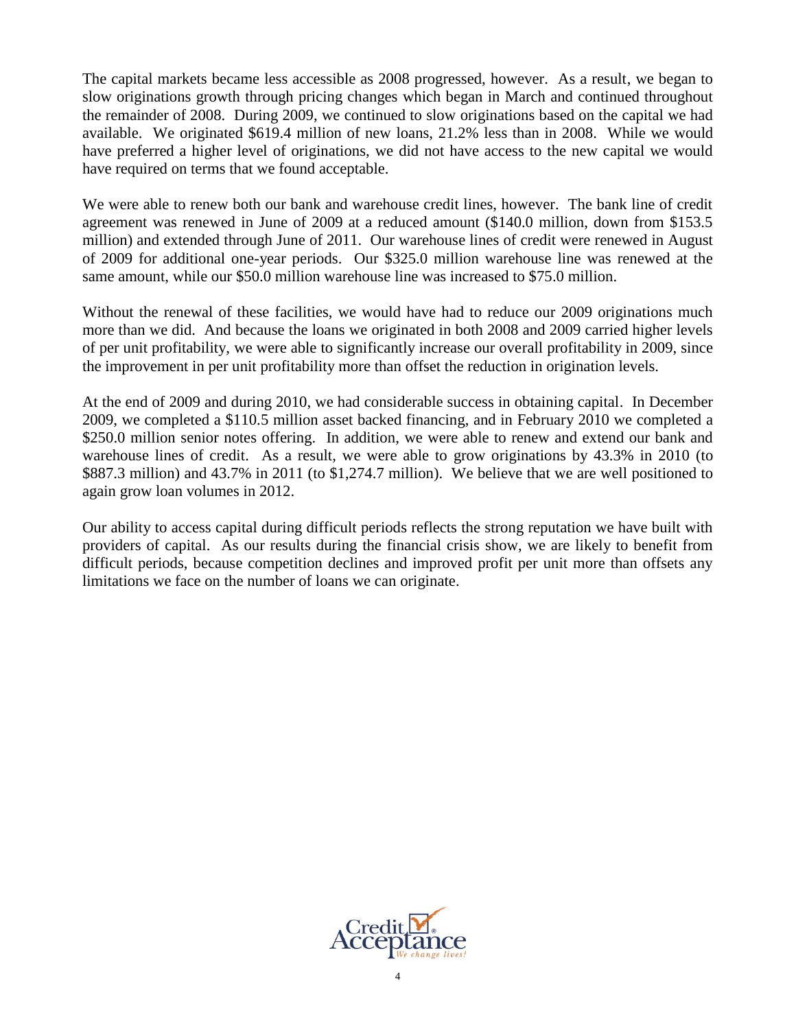The capital markets became less accessible as 2008 progressed, however. As a result, we began to slow originations growth through pricing changes which began in March and continued throughout the remainder of 2008. During 2009, we continued to slow originations based on the capital we had available. We originated $619.4 million of new loans, 21.2% less than in 2008. While we would have preferred a higher level of originations, we did not have access to the new capital we would have required on terms that we found acceptable.

We were able to renew both our bank and warehouse credit lines, however. The bank line of credit agreement was renewed in June of 2009 at a reduced amount ($140.0 million, down from $153.5 million) and extended through June of 2011. Our warehouse lines of credit were renewed in August of 2009 for additional one-year periods. Our $325.0 million warehouse line was renewed at the same amount, while our $50.0 million warehouse line was increased to $75.0 million.

Without the renewal of these facilities, we would have had to reduce our 2009 originations much more than we did. And because the loans we originated in both 2008 and 2009 carried higher levels of per unit profitability, we were able to significantly increase our overall profitability in 2009, since the improvement in per unit profitability more than offset the reduction in origination levels.

At the end of 2009 and during 2010, we had considerable success in obtaining capital. In December 2009, we completed a $110.5 million asset backed financing, and in February 2010 we completed a $250.0 million senior notes offering. In addition, we were able to renew and extend our bank and warehouse lines of credit. As a result, we were able to grow originations by 43.3% in 2010 (to $887.3 million) and 43.7% in 2011 (to $1,274.7 million). We believe that we are well positioned to again grow loan volumes in 2012.

Our ability to access capital during difficult periods reflects the strong reputation we have built with providers of capital. As our results during the financial crisis show, we are likely to benefit from difficult periods, because competition declines and improved profit per unit more than offsets any limitations we face on the number of loans we can originate.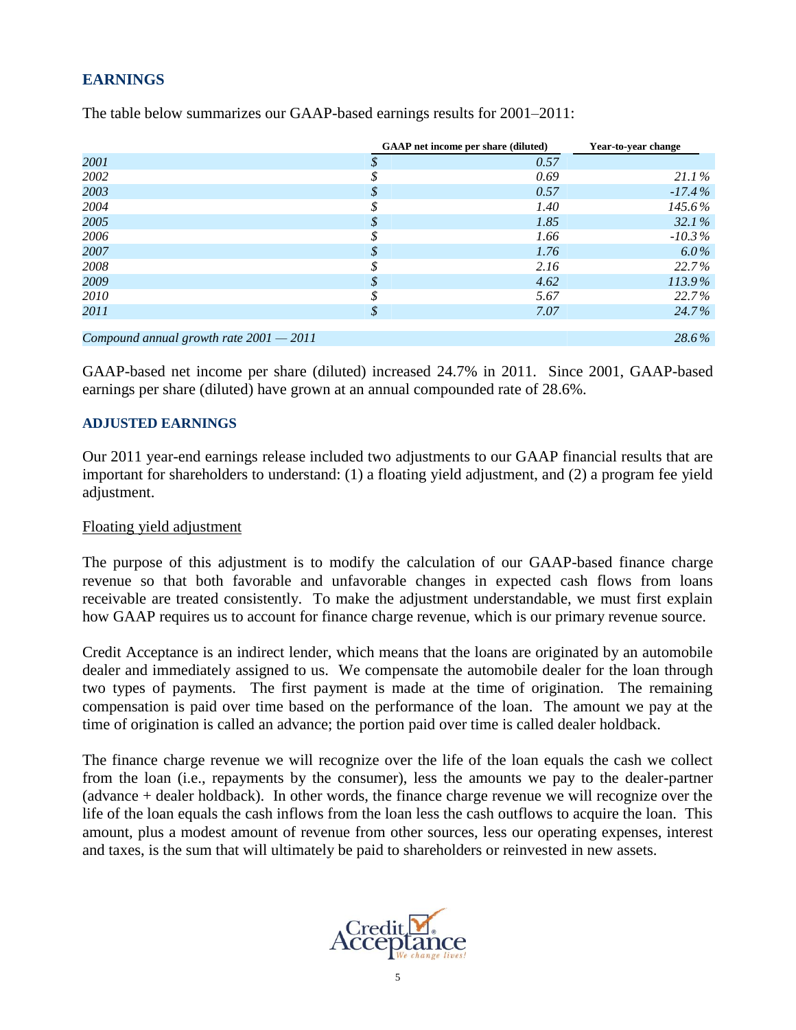## EARNINGS

The table below summarizes our GAAP-based earnings results for 2001–2011:

| | GAAP net income per share (diluted) | Year-to-year change |
|---|---|---|
| *2001* | *$ 0.57* | |
| *2002* | *$ 0.69* | *21.1%* |
| *2003* | *$ 0.57* | *-17.4%* |
| *2004* | *$ 1.40* | *145.6%* |
| *2005* | *$ 1.85* | *32.1%* |
| *2006* | *$ 1.66* | *-10.3%* |
| *2007* | *$ 1.76* | *6.0%* |
| *2008* | *$ 2.16* | *22.7%* |
| *2009* | *$ 4.62* | *113.9%* |
| *2010* | *$ 5.67* | *22.7%* |
| *2011* | *$ 7.07* | *24.7%* |
| *Compound annual growth rate 2001 — 2011* | | *28.6%* |

GAAP-based net income per share (diluted) increased 24.7% in 2011. Since 2001, GAAP-based earnings per share (diluted) have grown at an annual compounded rate of 28.6%.

### ADJUSTED EARNINGS

Our 2011 year-end earnings release included two adjustments to our GAAP financial results that are important for shareholders to understand: (1) a floating yield adjustment, and (2) a program fee yield adjustment.

Floating yield adjustment

The purpose of this adjustment is to modify the calculation of our GAAP-based finance charge revenue so that both favorable and unfavorable changes in expected cash flows from loans receivable are treated consistently. To make the adjustment understandable, we must first explain how GAAP requires us to account for finance charge revenue, which is our primary revenue source.

Credit Acceptance is an indirect lender, which means that the loans are originated by an automobile dealer and immediately assigned to us. We compensate the automobile dealer for the loan through two types of payments. The first payment is made at the time of origination. The remaining compensation is paid over time based on the performance of the loan. The amount we pay at the time of origination is called an advance; the portion paid over time is called dealer holdback.

The finance charge revenue we will recognize over the life of the loan equals the cash we collect from the loan (i.e., repayments by the consumer), less the amounts we pay to the dealer-partner (advance + dealer holdback). In other words, the finance charge revenue we will recognize over the life of the loan equals the cash inflows from the loan less the cash outflows to acquire the loan. This amount, plus a modest amount of revenue from other sources, less our operating expenses, interest and taxes, is the sum that will ultimately be paid to shareholders or reinvested in new assets.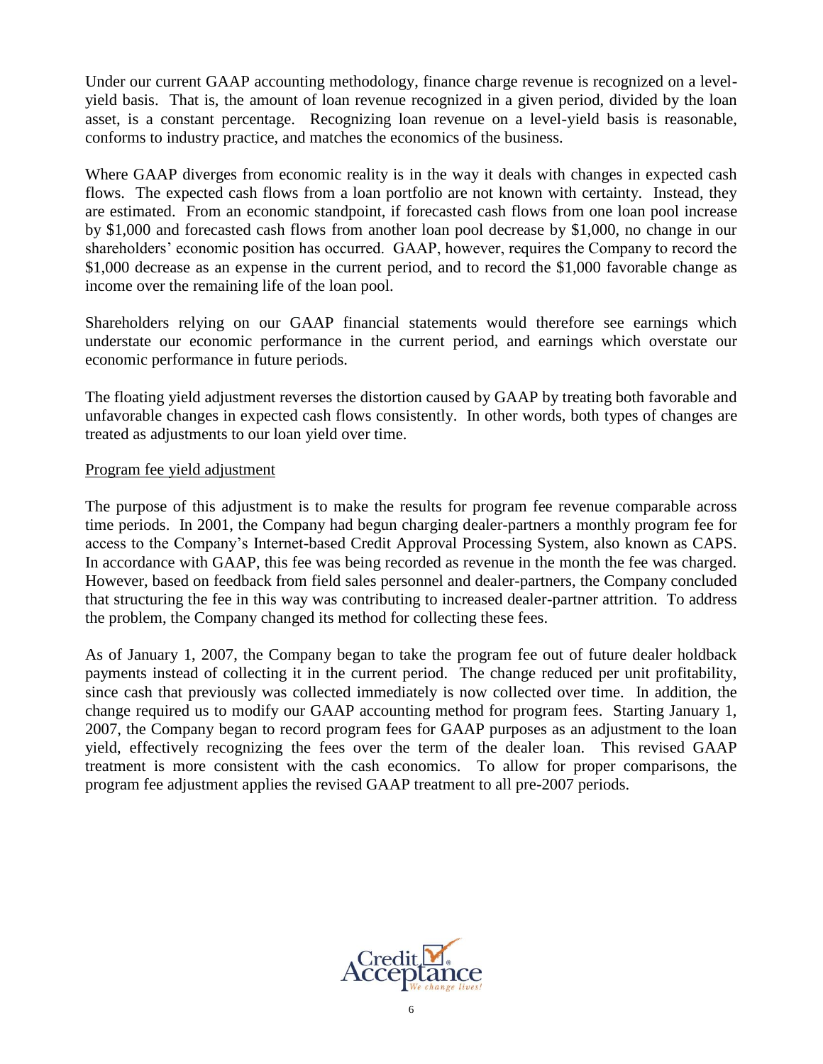Under our current GAAP accounting methodology, finance charge revenue is recognized on a level-yield basis. That is, the amount of loan revenue recognized in a given period, divided by the loan asset, is a constant percentage. Recognizing loan revenue on a level-yield basis is reasonable, conforms to industry practice, and matches the economics of the business.

Where GAAP diverges from economic reality is in the way it deals with changes in expected cash flows. The expected cash flows from a loan portfolio are not known with certainty. Instead, they are estimated. From an economic standpoint, if forecasted cash flows from one loan pool increase by $1,000 and forecasted cash flows from another loan pool decrease by $1,000, no change in our shareholders' economic position has occurred. GAAP, however, requires the Company to record the $1,000 decrease as an expense in the current period, and to record the $1,000 favorable change as income over the remaining life of the loan pool.

Shareholders relying on our GAAP financial statements would therefore see earnings which understate our economic performance in the current period, and earnings which overstate our economic performance in future periods.

The floating yield adjustment reverses the distortion caused by GAAP by treating both favorable and unfavorable changes in expected cash flows consistently. In other words, both types of changes are treated as adjustments to our loan yield over time.

<u>Program fee yield adjustment</u>

The purpose of this adjustment is to make the results for program fee revenue comparable across time periods. In 2001, the Company had begun charging dealer-partners a monthly program fee for access to the Company's Internet-based Credit Approval Processing System, also known as CAPS. In accordance with GAAP, this fee was being recorded as revenue in the month the fee was charged. However, based on feedback from field sales personnel and dealer-partners, the Company concluded that structuring the fee in this way was contributing to increased dealer-partner attrition. To address the problem, the Company changed its method for collecting these fees.

As of January 1, 2007, the Company began to take the program fee out of future dealer holdback payments instead of collecting it in the current period. The change reduced per unit profitability, since cash that previously was collected immediately is now collected over time. In addition, the change required us to modify our GAAP accounting method for program fees. Starting January 1, 2007, the Company began to record program fees for GAAP purposes as an adjustment to the loan yield, effectively recognizing the fees over the term of the dealer loan. This revised GAAP treatment is more consistent with the cash economics. To allow for proper comparisons, the program fee adjustment applies the revised GAAP treatment to all pre-2007 periods.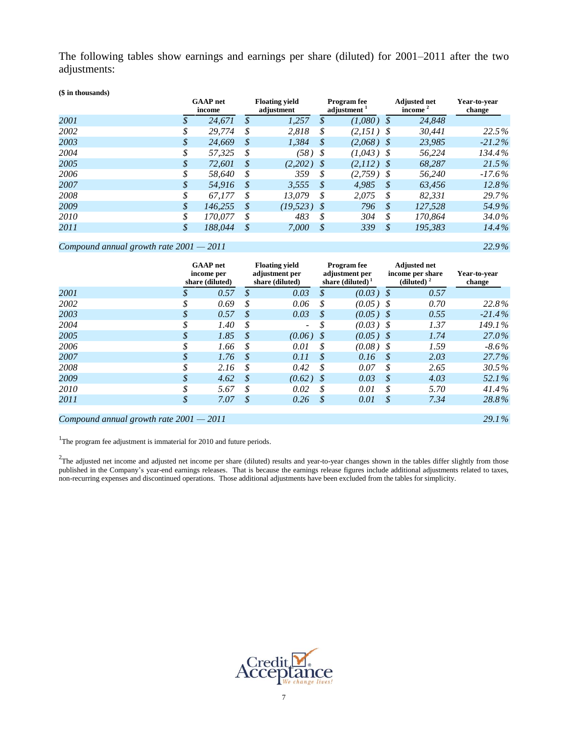The following tables show earnings and earnings per share (diluted) for 2001–2011 after the two adjustments:

**($ in thousands)**

| | GAAP net income | Floating yield adjustment | Program fee adjustment [1] | Adjusted net income [2] | Year-to-year change |
|---|---|---|---|---|---|
| *2001* | *$ 24,671* | *$ 1,257* | *$ (1,080)* | *$ 24,848* | |
| *2002* | *$ 29,774* | *$ 2,818* | *$ (2,151)* | *$ 30,441* | *22.5%* |
| *2003* | *$ 24,669* | *$ 1,384* | *$ (2,068)* | *$ 23,985* | *-21.2%* |
| *2004* | *$ 57,325* | *$ (58)* | *$ (1,043)* | *$ 56,224* | *134.4%* |
| *2005* | *$ 72,601* | *$ (2,202)* | *$ (2,112)* | *$ 68,287* | *21.5%* |
| *2006* | *$ 58,640* | *$ 359* | *$ (2,759)* | *$ 56,240* | *-17.6%* |
| *2007* | *$ 54,916* | *$ 3,555* | *$ 4,985* | *$ 63,456* | *12.8%* |
| *2008* | *$ 67,177* | *$ 13,079* | *$ 2,075* | *$ 82,331* | *29.7%* |
| *2009* | *$ 146,255* | *$ (19,523)* | *$ 796* | *$ 127,528* | *54.9%* |
| *2010* | *$ 170,077* | *$ 483* | *$ 304* | *$ 170,864* | *34.0%* |
| *2011* | *$ 188,044* | *$ 7,000* | *$ 339* | *$ 195,383* | *14.4%* |
| *Compound annual growth rate 2001 — 2011* | | | | | *22.9%* |

| | GAAP net income per share (diluted) | Floating yield adjustment per share (diluted) | Program fee adjustment per share (diluted) [1] | Adjusted net income per share (diluted) [2] | Year-to-year change |
|---|---|---|---|---|---|
| *2001* | *$ 0.57* | *$ 0.03* | *$ (0.03)* | *$ 0.57* | |
| *2002* | *$ 0.69* | *$ 0.06* | *$ (0.05)* | *$ 0.70* | *22.8%* |
| *2003* | *$ 0.57* | *$ 0.03* | *$ (0.05)* | *$ 0.55* | *-21.4%* |
| *2004* | *$ 1.40* | *$ -* | *$ (0.03)* | *$ 1.37* | *149.1%* |
| *2005* | *$ 1.85* | *$ (0.06)* | *$ (0.05)* | *$ 1.74* | *27.0%* |
| *2006* | *$ 1.66* | *$ 0.01* | *$ (0.08)* | *$ 1.59* | *-8.6%* |
| *2007* | *$ 1.76* | *$ 0.11* | *$ 0.16* | *$ 2.03* | *27.7%* |
| *2008* | *$ 2.16* | *$ 0.42* | *$ 0.07* | *$ 2.65* | *30.5%* |
| *2009* | *$ 4.62* | *$ (0.62)* | *$ 0.03* | *$ 4.03* | *52.1%* |
| *2010* | *$ 5.67* | *$ 0.02* | *$ 0.01* | *$ 5.70* | *41.4%* |
| *2011* | *$ 7.07* | *$ 0.26* | *$ 0.01* | *$ 7.34* | *28.8%* |
| *Compound annual growth rate 2001 — 2011* | | | | | *29.1%* |

[1] The program fee adjustment is immaterial for 2010 and future periods.

[2] The adjusted net income and adjusted net income per share (diluted) results and year-to-year changes shown in the tables differ slightly from those published in the Company's year-end earnings releases. That is because the earnings release figures include additional adjustments related to taxes, non-recurring expenses and discontinued operations. Those additional adjustments have been excluded from the tables for simplicity.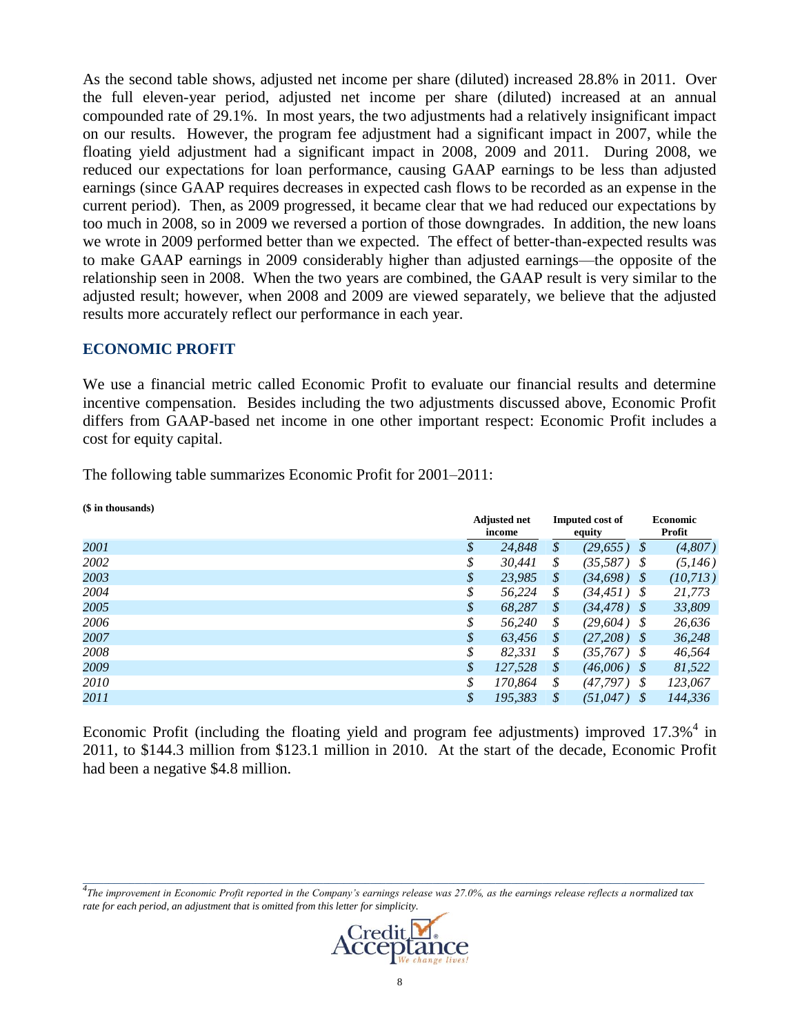As the second table shows, adjusted net income per share (diluted) increased 28.8% in 2011. Over the full eleven-year period, adjusted net income per share (diluted) increased at an annual compounded rate of 29.1%. In most years, the two adjustments had a relatively insignificant impact on our results. However, the program fee adjustment had a significant impact in 2007, while the floating yield adjustment had a significant impact in 2008, 2009 and 2011. During 2008, we reduced our expectations for loan performance, causing GAAP earnings to be less than adjusted earnings (since GAAP requires decreases in expected cash flows to be recorded as an expense in the current period). Then, as 2009 progressed, it became clear that we had reduced our expectations by too much in 2008, so in 2009 we reversed a portion of those downgrades. In addition, the new loans we wrote in 2009 performed better than we expected. The effect of better-than-expected results was to make GAAP earnings in 2009 considerably higher than adjusted earnings—the opposite of the relationship seen in 2008. When the two years are combined, the GAAP result is very similar to the adjusted result; however, when 2008 and 2009 are viewed separately, we believe that the adjusted results more accurately reflect our performance in each year.

## ECONOMIC PROFIT

We use a financial metric called Economic Profit to evaluate our financial results and determine incentive compensation. Besides including the two adjustments discussed above, Economic Profit differs from GAAP-based net income in one other important respect: Economic Profit includes a cost for equity capital.

The following table summarizes Economic Profit for 2001–2011:

**($ in thousands)**

| | Adjusted net income | Imputed cost of equity | Economic Profit |
|---|---|---|---|
| *2001* | $ 24,848 | $ (29,655) | $ (4,807) |
| *2002* | $ 30,441 | $ (35,587) | $ (5,146) |
| *2003* | $ 23,985 | $ (34,698) | $ (10,713) |
| *2004* | $ 56,224 | $ (34,451) | $ 21,773 |
| *2005* | $ 68,287 | $ (34,478) | $ 33,809 |
| *2006* | $ 56,240 | $ (29,604) | $ 26,636 |
| *2007* | $ 63,456 | $ (27,208) | $ 36,248 |
| *2008* | $ 82,331 | $ (35,767) | $ 46,564 |
| *2009* | $ 127,528 | $ (46,006) | $ 81,522 |
| *2010* | $ 170,864 | $ (47,797) | $ 123,067 |
| *2011* | $ 195,383 | $ (51,047) | $ 144,336 |

Economic Profit (including the floating yield and program fee adjustments) improved 17.3%[4] in 2011, to $144.3 million from $123.1 million in 2010. At the start of the decade, Economic Profit had been a negative $4.8 million.

---

[4] *The improvement in Economic Profit reported in the Company's earnings release was 27.0%, as the earnings release reflects a normalized tax rate for each period, an adjustment that is omitted from this letter for simplicity.*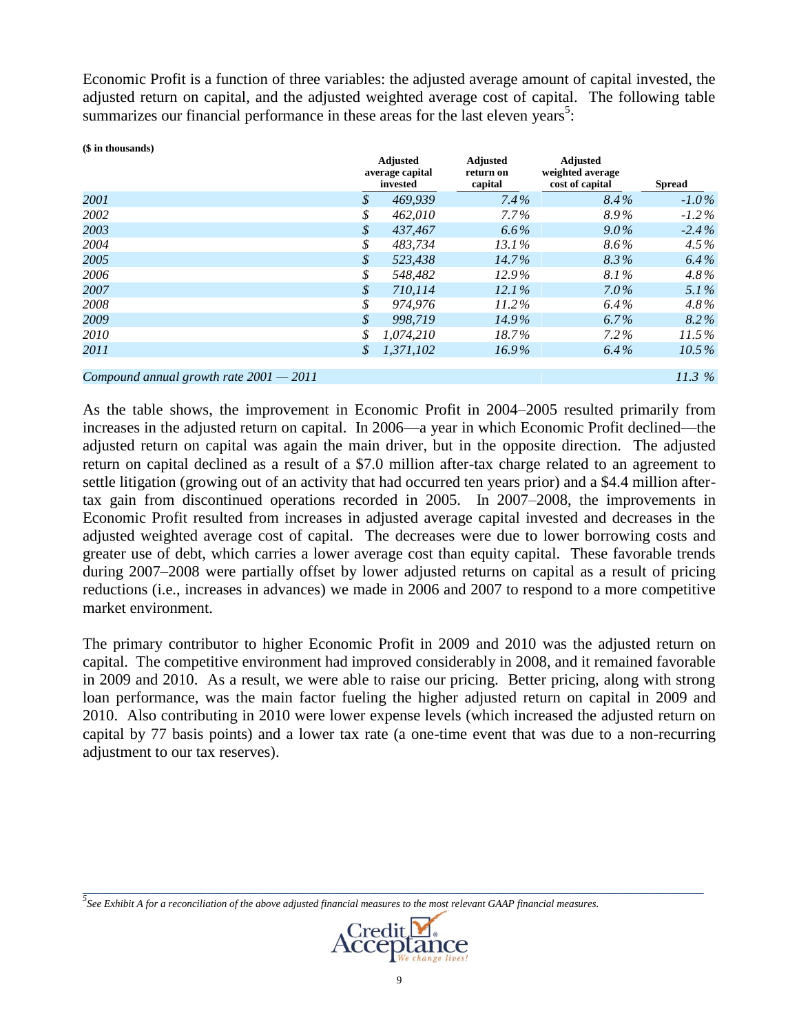Economic Profit is a function of three variables: the adjusted average amount of capital invested, the adjusted return on capital, and the adjusted weighted average cost of capital. The following table summarizes our financial performance in these areas for the last eleven years[5]:

**($ in thousands)**

| | Adjusted average capital invested | Adjusted return on capital | Adjusted weighted average cost of capital | Spread |
|---|---|---|---|---|
| *2001* | *$ 469,939* | *7.4%* | *8.4%* | *-1.0%* |
| *2002* | *$ 462,010* | *7.7%* | *8.9%* | *-1.2%* |
| *2003* | *$ 437,467* | *6.6%* | *9.0%* | *-2.4%* |
| *2004* | *$ 483,734* | *13.1%* | *8.6%* | *4.5%* |
| *2005* | *$ 523,438* | *14.7%* | *8.3%* | *6.4%* |
| *2006* | *$ 548,482* | *12.9%* | *8.1%* | *4.8%* |
| *2007* | *$ 710,114* | *12.1%* | *7.0%* | *5.1%* |
| *2008* | *$ 974,976* | *11.2%* | *6.4%* | *4.8%* |
| *2009* | *$ 998,719* | *14.9%* | *6.7%* | *8.2%* |
| *2010* | *$ 1,074,210* | *18.7%* | *7.2%* | *11.5%* |
| *2011* | *$ 1,371,102* | *16.9%* | *6.4%* | *10.5%* |
| *Compound annual growth rate 2001 — 2011* | | | | *11.3 %* |

As the table shows, the improvement in Economic Profit in 2004–2005 resulted primarily from increases in the adjusted return on capital. In 2006—a year in which Economic Profit declined—the adjusted return on capital was again the main driver, but in the opposite direction. The adjusted return on capital declined as a result of a $7.0 million after-tax charge related to an agreement to settle litigation (growing out of an activity that had occurred ten years prior) and a $4.4 million after-tax gain from discontinued operations recorded in 2005. In 2007–2008, the improvements in Economic Profit resulted from increases in adjusted average capital invested and decreases in the adjusted weighted average cost of capital. The decreases were due to lower borrowing costs and greater use of debt, which carries a lower average cost than equity capital. These favorable trends during 2007–2008 were partially offset by lower adjusted returns on capital as a result of pricing reductions (i.e., increases in advances) we made in 2006 and 2007 to respond to a more competitive market environment.

The primary contributor to higher Economic Profit in 2009 and 2010 was the adjusted return on capital. The competitive environment had improved considerably in 2008, and it remained favorable in 2009 and 2010. As a result, we were able to raise our pricing. Better pricing, along with strong loan performance, was the main factor fueling the higher adjusted return on capital in 2009 and 2010. Also contributing in 2010 were lower expense levels (which increased the adjusted return on capital by 77 basis points) and a lower tax rate (a one-time event that was due to a non-recurring adjustment to our tax reserves).

---

*[5] See Exhibit A for a reconciliation of the above adjusted financial measures to the most relevant GAAP financial measures.*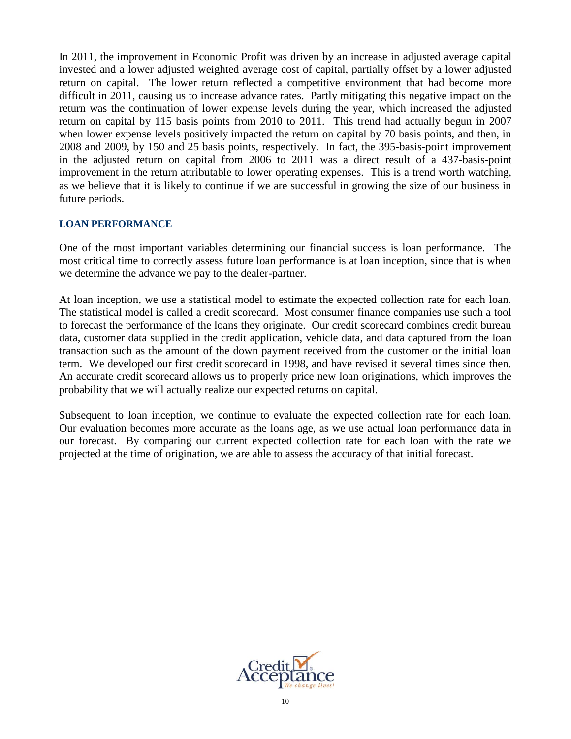In 2011, the improvement in Economic Profit was driven by an increase in adjusted average capital invested and a lower adjusted weighted average cost of capital, partially offset by a lower adjusted return on capital. The lower return reflected a competitive environment that had become more difficult in 2011, causing us to increase advance rates. Partly mitigating this negative impact on the return was the continuation of lower expense levels during the year, which increased the adjusted return on capital by 115 basis points from 2010 to 2011. This trend had actually begun in 2007 when lower expense levels positively impacted the return on capital by 70 basis points, and then, in 2008 and 2009, by 150 and 25 basis points, respectively. In fact, the 395-basis-point improvement in the adjusted return on capital from 2006 to 2011 was a direct result of a 437-basis-point improvement in the return attributable to lower operating expenses. This is a trend worth watching, as we believe that it is likely to continue if we are successful in growing the size of our business in future periods.

## LOAN PERFORMANCE

One of the most important variables determining our financial success is loan performance. The most critical time to correctly assess future loan performance is at loan inception, since that is when we determine the advance we pay to the dealer-partner.

At loan inception, we use a statistical model to estimate the expected collection rate for each loan. The statistical model is called a credit scorecard. Most consumer finance companies use such a tool to forecast the performance of the loans they originate. Our credit scorecard combines credit bureau data, customer data supplied in the credit application, vehicle data, and data captured from the loan transaction such as the amount of the down payment received from the customer or the initial loan term. We developed our first credit scorecard in 1998, and have revised it several times since then. An accurate credit scorecard allows us to properly price new loan originations, which improves the probability that we will actually realize our expected returns on capital.

Subsequent to loan inception, we continue to evaluate the expected collection rate for each loan. Our evaluation becomes more accurate as the loans age, as we use actual loan performance data in our forecast. By comparing our current expected collection rate for each loan with the rate we projected at the time of origination, we are able to assess the accuracy of that initial forecast.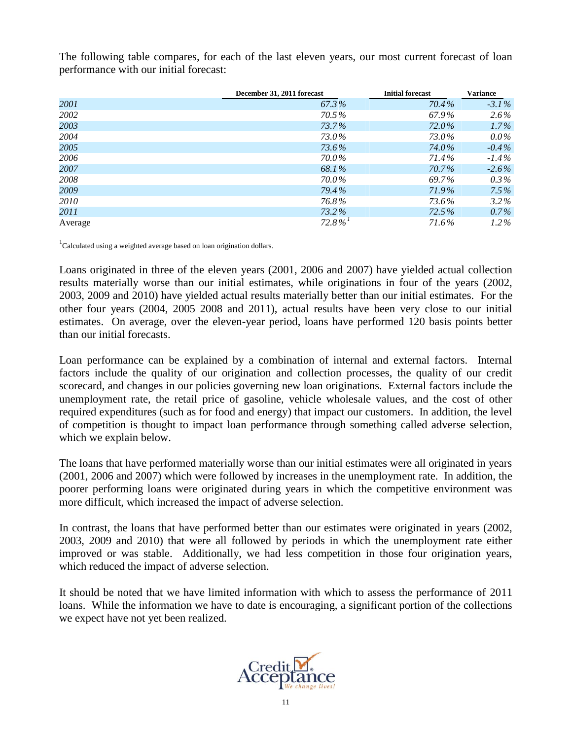The following table compares, for each of the last eleven years, our most current forecast of loan performance with our initial forecast:

| | December 31, 2011 forecast | Initial forecast | Variance |
|---|---|---|---|
| *2001* | *67.3%* | *70.4%* | *-3.1%* |
| *2002* | *70.5%* | *67.9%* | *2.6%* |
| *2003* | *73.7%* | *72.0%* | *1.7%* |
| *2004* | *73.0%* | *73.0%* | *0.0%* |
| *2005* | *73.6%* | *74.0%* | *-0.4%* |
| *2006* | *70.0%* | *71.4%* | *-1.4%* |
| *2007* | *68.1%* | *70.7%* | *-2.6%* |
| *2008* | *70.0%* | *69.7%* | *0.3%* |
| *2009* | *79.4%* | *71.9%* | *7.5%* |
| *2010* | *76.8%* | *73.6%* | *3.2%* |
| *2011* | *73.2%* | *72.5%* | *0.7%* |
| Average | *72.8%* [1] | *71.6%* | *1.2%* |

[1] Calculated using a weighted average based on loan origination dollars.

Loans originated in three of the eleven years (2001, 2006 and 2007) have yielded actual collection results materially worse than our initial estimates, while originations in four of the years (2002, 2003, 2009 and 2010) have yielded actual results materially better than our initial estimates. For the other four years (2004, 2005 2008 and 2011), actual results have been very close to our initial estimates. On average, over the eleven-year period, loans have performed 120 basis points better than our initial forecasts.

Loan performance can be explained by a combination of internal and external factors. Internal factors include the quality of our origination and collection processes, the quality of our credit scorecard, and changes in our policies governing new loan originations. External factors include the unemployment rate, the retail price of gasoline, vehicle wholesale values, and the cost of other required expenditures (such as for food and energy) that impact our customers. In addition, the level of competition is thought to impact loan performance through something called adverse selection, which we explain below.

The loans that have performed materially worse than our initial estimates were all originated in years (2001, 2006 and 2007) which were followed by increases in the unemployment rate. In addition, the poorer performing loans were originated during years in which the competitive environment was more difficult, which increased the impact of adverse selection.

In contrast, the loans that have performed better than our estimates were originated in years (2002, 2003, 2009 and 2010) that were all followed by periods in which the unemployment rate either improved or was stable. Additionally, we had less competition in those four origination years, which reduced the impact of adverse selection.

It should be noted that we have limited information with which to assess the performance of 2011 loans. While the information we have to date is encouraging, a significant portion of the collections we expect have not yet been realized.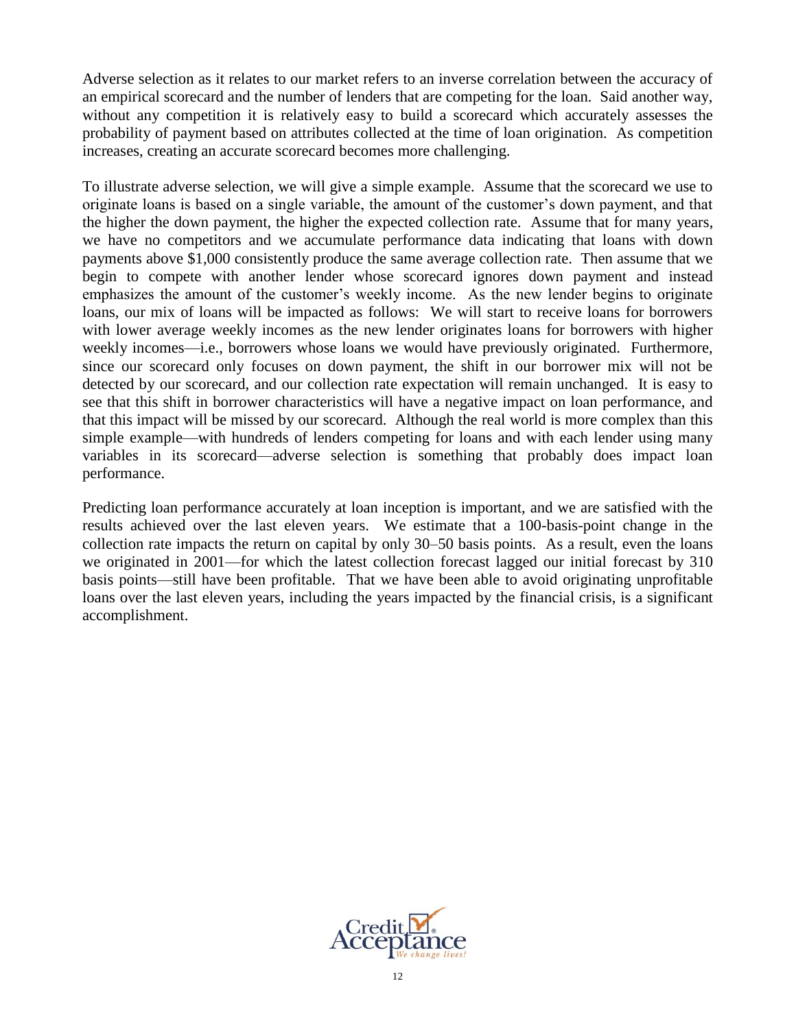Adverse selection as it relates to our market refers to an inverse correlation between the accuracy of an empirical scorecard and the number of lenders that are competing for the loan. Said another way, without any competition it is relatively easy to build a scorecard which accurately assesses the probability of payment based on attributes collected at the time of loan origination. As competition increases, creating an accurate scorecard becomes more challenging.

To illustrate adverse selection, we will give a simple example. Assume that the scorecard we use to originate loans is based on a single variable, the amount of the customer's down payment, and that the higher the down payment, the higher the expected collection rate. Assume that for many years, we have no competitors and we accumulate performance data indicating that loans with down payments above $1,000 consistently produce the same average collection rate. Then assume that we begin to compete with another lender whose scorecard ignores down payment and instead emphasizes the amount of the customer's weekly income. As the new lender begins to originate loans, our mix of loans will be impacted as follows: We will start to receive loans for borrowers with lower average weekly incomes as the new lender originates loans for borrowers with higher weekly incomes—i.e., borrowers whose loans we would have previously originated. Furthermore, since our scorecard only focuses on down payment, the shift in our borrower mix will not be detected by our scorecard, and our collection rate expectation will remain unchanged. It is easy to see that this shift in borrower characteristics will have a negative impact on loan performance, and that this impact will be missed by our scorecard. Although the real world is more complex than this simple example—with hundreds of lenders competing for loans and with each lender using many variables in its scorecard—adverse selection is something that probably does impact loan performance.

Predicting loan performance accurately at loan inception is important, and we are satisfied with the results achieved over the last eleven years. We estimate that a 100-basis-point change in the collection rate impacts the return on capital by only 30–50 basis points. As a result, even the loans we originated in 2001—for which the latest collection forecast lagged our initial forecast by 310 basis points—still have been profitable. That we have been able to avoid originating unprofitable loans over the last eleven years, including the years impacted by the financial crisis, is a significant accomplishment.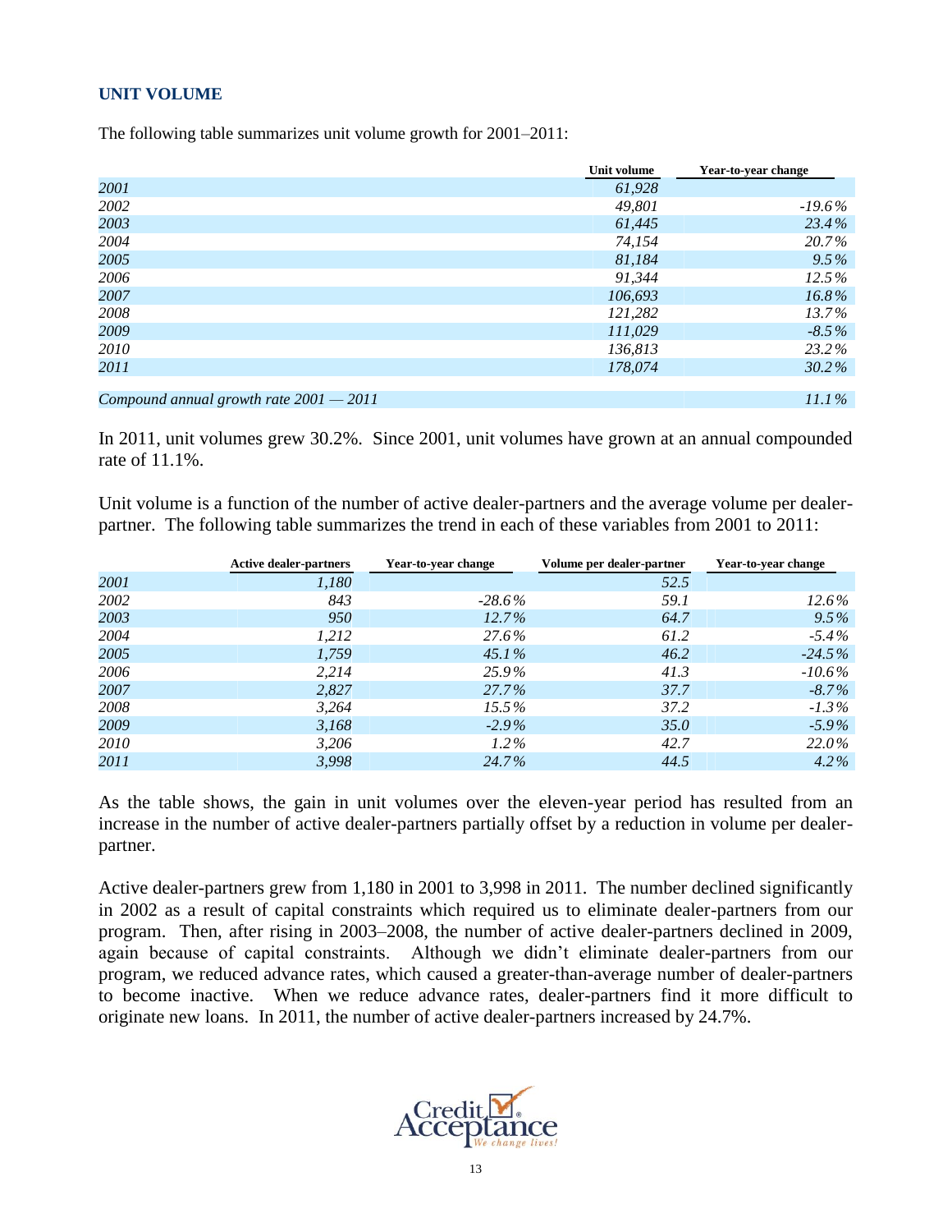## UNIT VOLUME

The following table summarizes unit volume growth for 2001–2011:

| | Unit volume | Year-to-year change |
|---|---|---|
| *2001* | *61,928* | |
| *2002* | *49,801* | *-19.6%* |
| *2003* | *61,445* | *23.4%* |
| *2004* | *74,154* | *20.7%* |
| *2005* | *81,184* | *9.5%* |
| *2006* | *91,344* | *12.5%* |
| *2007* | *106,693* | *16.8%* |
| *2008* | *121,282* | *13.7%* |
| *2009* | *111,029* | *-8.5%* |
| *2010* | *136,813* | *23.2%* |
| *2011* | *178,074* | *30.2%* |
| *Compound annual growth rate 2001 — 2011* | | *11.1%* |

In 2011, unit volumes grew 30.2%. Since 2001, unit volumes have grown at an annual compounded rate of 11.1%.

Unit volume is a function of the number of active dealer-partners and the average volume per dealer-partner. The following table summarizes the trend in each of these variables from 2001 to 2011:

| | Active dealer-partners | Year-to-year change | Volume per dealer-partner | Year-to-year change |
|---|---|---|---|---|
| *2001* | *1,180* | | *52.5* | |
| *2002* | *843* | *-28.6%* | *59.1* | *12.6%* |
| *2003* | *950* | *12.7%* | *64.7* | *9.5%* |
| *2004* | *1,212* | *27.6%* | *61.2* | *-5.4%* |
| *2005* | *1,759* | *45.1%* | *46.2* | *-24.5%* |
| *2006* | *2,214* | *25.9%* | *41.3* | *-10.6%* |
| *2007* | *2,827* | *27.7%* | *37.7* | *-8.7%* |
| *2008* | *3,264* | *15.5%* | *37.2* | *-1.3%* |
| *2009* | *3,168* | *-2.9%* | *35.0* | *-5.9%* |
| *2010* | *3,206* | *1.2%* | *42.7* | *22.0%* |
| *2011* | *3,998* | *24.7%* | *44.5* | *4.2%* |

As the table shows, the gain in unit volumes over the eleven-year period has resulted from an increase in the number of active dealer-partners partially offset by a reduction in volume per dealer-partner.

Active dealer-partners grew from 1,180 in 2001 to 3,998 in 2011. The number declined significantly in 2002 as a result of capital constraints which required us to eliminate dealer-partners from our program. Then, after rising in 2003–2008, the number of active dealer-partners declined in 2009, again because of capital constraints. Although we didn't eliminate dealer-partners from our program, we reduced advance rates, which caused a greater-than-average number of dealer-partners to become inactive. When we reduce advance rates, dealer-partners find it more difficult to originate new loans. In 2011, the number of active dealer-partners increased by 24.7%.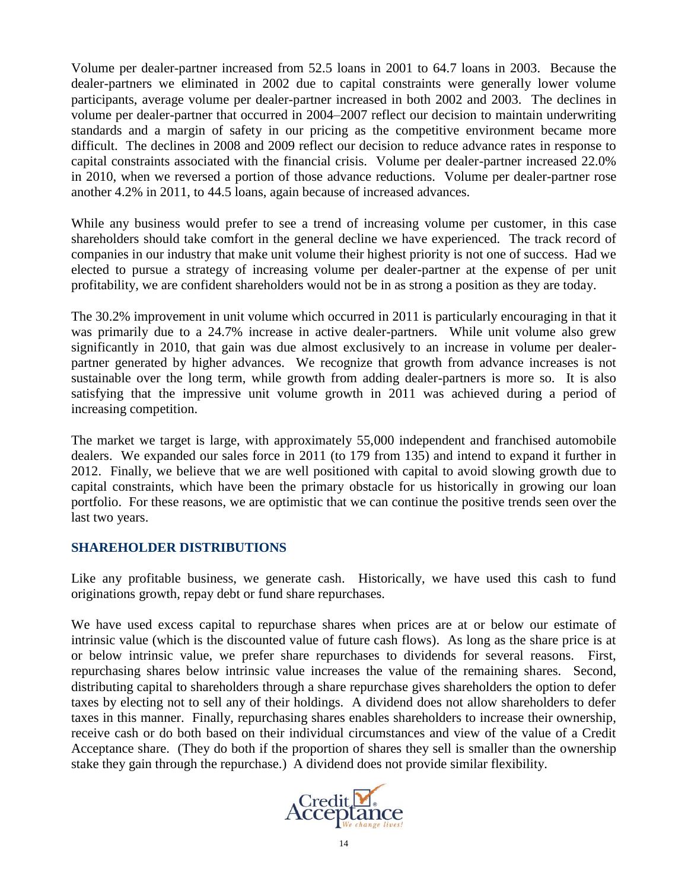Volume per dealer-partner increased from 52.5 loans in 2001 to 64.7 loans in 2003. Because the dealer-partners we eliminated in 2002 due to capital constraints were generally lower volume participants, average volume per dealer-partner increased in both 2002 and 2003. The declines in volume per dealer-partner that occurred in 2004–2007 reflect our decision to maintain underwriting standards and a margin of safety in our pricing as the competitive environment became more difficult. The declines in 2008 and 2009 reflect our decision to reduce advance rates in response to capital constraints associated with the financial crisis. Volume per dealer-partner increased 22.0% in 2010, when we reversed a portion of those advance reductions. Volume per dealer-partner rose another 4.2% in 2011, to 44.5 loans, again because of increased advances.

While any business would prefer to see a trend of increasing volume per customer, in this case shareholders should take comfort in the general decline we have experienced. The track record of companies in our industry that make unit volume their highest priority is not one of success. Had we elected to pursue a strategy of increasing volume per dealer-partner at the expense of per unit profitability, we are confident shareholders would not be in as strong a position as they are today.

The 30.2% improvement in unit volume which occurred in 2011 is particularly encouraging in that it was primarily due to a 24.7% increase in active dealer-partners. While unit volume also grew significantly in 2010, that gain was due almost exclusively to an increase in volume per dealer-partner generated by higher advances. We recognize that growth from advance increases is not sustainable over the long term, while growth from adding dealer-partners is more so. It is also satisfying that the impressive unit volume growth in 2011 was achieved during a period of increasing competition.

The market we target is large, with approximately 55,000 independent and franchised automobile dealers. We expanded our sales force in 2011 (to 179 from 135) and intend to expand it further in 2012. Finally, we believe that we are well positioned with capital to avoid slowing growth due to capital constraints, which have been the primary obstacle for us historically in growing our loan portfolio. For these reasons, we are optimistic that we can continue the positive trends seen over the last two years.

## SHAREHOLDER DISTRIBUTIONS

Like any profitable business, we generate cash. Historically, we have used this cash to fund originations growth, repay debt or fund share repurchases.

We have used excess capital to repurchase shares when prices are at or below our estimate of intrinsic value (which is the discounted value of future cash flows). As long as the share price is at or below intrinsic value, we prefer share repurchases to dividends for several reasons. First, repurchasing shares below intrinsic value increases the value of the remaining shares. Second, distributing capital to shareholders through a share repurchase gives shareholders the option to defer taxes by electing not to sell any of their holdings. A dividend does not allow shareholders to defer taxes in this manner. Finally, repurchasing shares enables shareholders to increase their ownership, receive cash or do both based on their individual circumstances and view of the value of a Credit Acceptance share. (They do both if the proportion of shares they sell is smaller than the ownership stake they gain through the repurchase.) A dividend does not provide similar flexibility.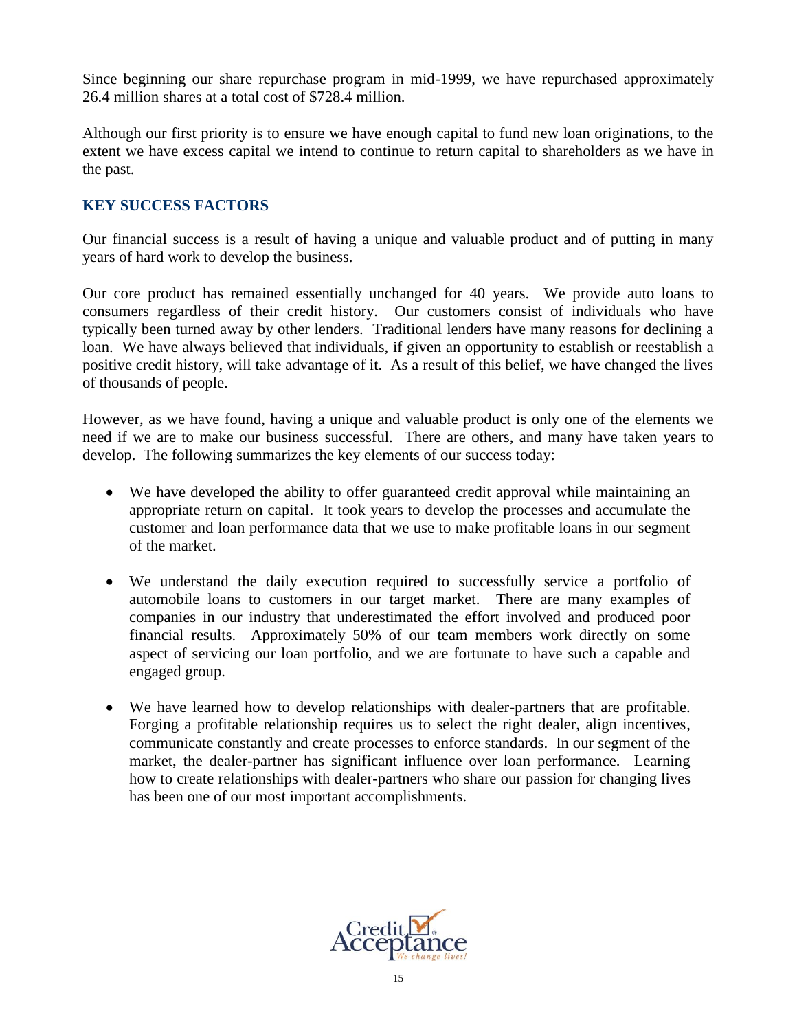Since beginning our share repurchase program in mid-1999, we have repurchased approximately 26.4 million shares at a total cost of $728.4 million.

Although our first priority is to ensure we have enough capital to fund new loan originations, to the extent we have excess capital we intend to continue to return capital to shareholders as we have in the past.

## KEY SUCCESS FACTORS

Our financial success is a result of having a unique and valuable product and of putting in many years of hard work to develop the business.

Our core product has remained essentially unchanged for 40 years. We provide auto loans to consumers regardless of their credit history. Our customers consist of individuals who have typically been turned away by other lenders. Traditional lenders have many reasons for declining a loan. We have always believed that individuals, if given an opportunity to establish or reestablish a positive credit history, will take advantage of it. As a result of this belief, we have changed the lives of thousands of people.

However, as we have found, having a unique and valuable product is only one of the elements we need if we are to make our business successful. There are others, and many have taken years to develop. The following summarizes the key elements of our success today:

- We have developed the ability to offer guaranteed credit approval while maintaining an appropriate return on capital. It took years to develop the processes and accumulate the customer and loan performance data that we use to make profitable loans in our segment of the market.
- We understand the daily execution required to successfully service a portfolio of automobile loans to customers in our target market. There are many examples of companies in our industry that underestimated the effort involved and produced poor financial results. Approximately 50% of our team members work directly on some aspect of servicing our loan portfolio, and we are fortunate to have such a capable and engaged group.
- We have learned how to develop relationships with dealer-partners that are profitable. Forging a profitable relationship requires us to select the right dealer, align incentives, communicate constantly and create processes to enforce standards. In our segment of the market, the dealer-partner has significant influence over loan performance. Learning how to create relationships with dealer-partners who share our passion for changing lives has been one of our most important accomplishments.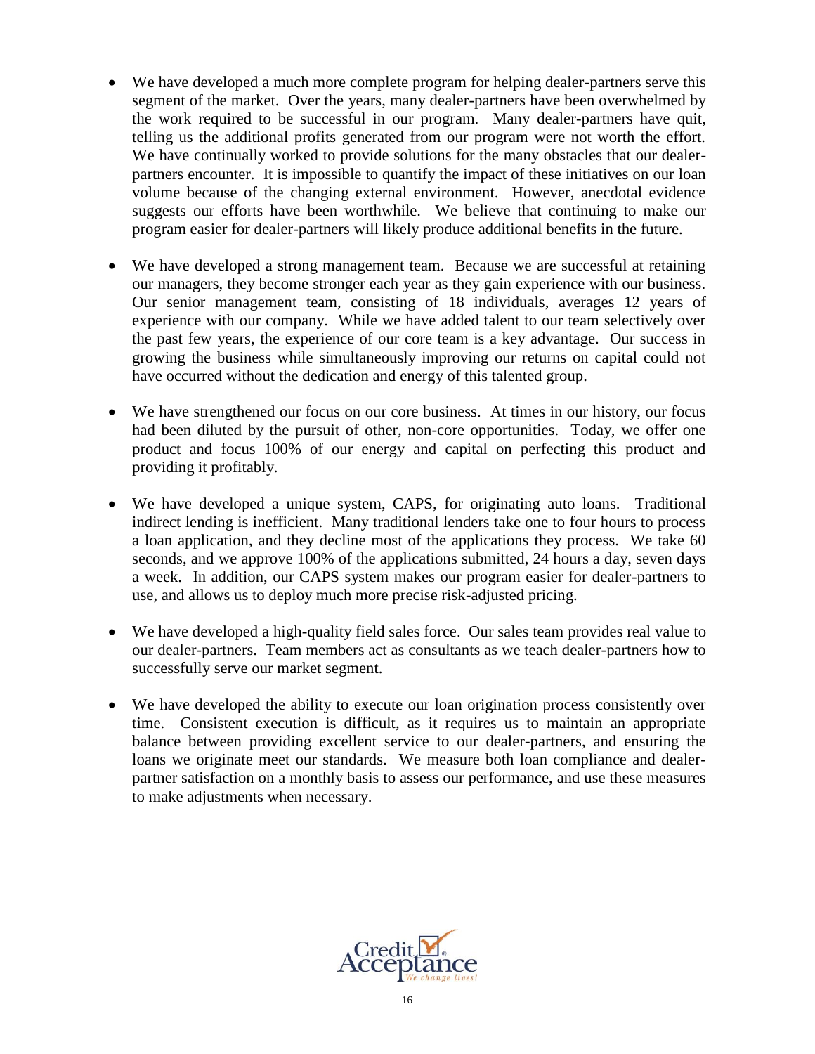- We have developed a much more complete program for helping dealer-partners serve this segment of the market. Over the years, many dealer-partners have been overwhelmed by the work required to be successful in our program. Many dealer-partners have quit, telling us the additional profits generated from our program were not worth the effort. We have continually worked to provide solutions for the many obstacles that our dealer-partners encounter. It is impossible to quantify the impact of these initiatives on our loan volume because of the changing external environment. However, anecdotal evidence suggests our efforts have been worthwhile. We believe that continuing to make our program easier for dealer-partners will likely produce additional benefits in the future.

- We have developed a strong management team. Because we are successful at retaining our managers, they become stronger each year as they gain experience with our business. Our senior management team, consisting of 18 individuals, averages 12 years of experience with our company. While we have added talent to our team selectively over the past few years, the experience of our core team is a key advantage. Our success in growing the business while simultaneously improving our returns on capital could not have occurred without the dedication and energy of this talented group.

- We have strengthened our focus on our core business. At times in our history, our focus had been diluted by the pursuit of other, non-core opportunities. Today, we offer one product and focus 100% of our energy and capital on perfecting this product and providing it profitably.

- We have developed a unique system, CAPS, for originating auto loans. Traditional indirect lending is inefficient. Many traditional lenders take one to four hours to process a loan application, and they decline most of the applications they process. We take 60 seconds, and we approve 100% of the applications submitted, 24 hours a day, seven days a week. In addition, our CAPS system makes our program easier for dealer-partners to use, and allows us to deploy much more precise risk-adjusted pricing.

- We have developed a high-quality field sales force. Our sales team provides real value to our dealer-partners. Team members act as consultants as we teach dealer-partners how to successfully serve our market segment.

- We have developed the ability to execute our loan origination process consistently over time. Consistent execution is difficult, as it requires us to maintain an appropriate balance between providing excellent service to our dealer-partners, and ensuring the loans we originate meet our standards. We measure both loan compliance and dealer-partner satisfaction on a monthly basis to assess our performance, and use these measures to make adjustments when necessary.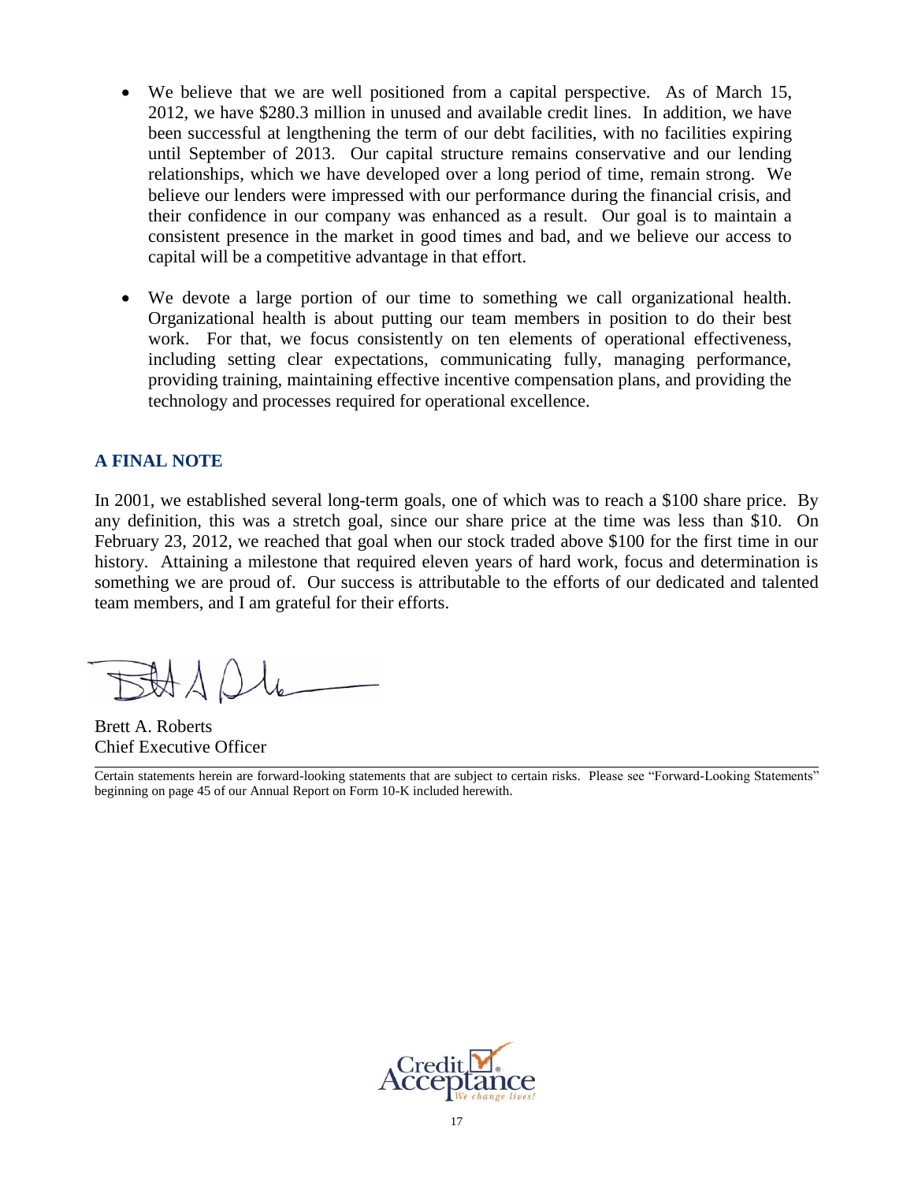- We believe that we are well positioned from a capital perspective. As of March 15, 2012, we have $280.3 million in unused and available credit lines. In addition, we have been successful at lengthening the term of our debt facilities, with no facilities expiring until September of 2013. Our capital structure remains conservative and our lending relationships, which we have developed over a long period of time, remain strong. We believe our lenders were impressed with our performance during the financial crisis, and their confidence in our company was enhanced as a result. Our goal is to maintain a consistent presence in the market in good times and bad, and we believe our access to capital will be a competitive advantage in that effort.

- We devote a large portion of our time to something we call organizational health. Organizational health is about putting our team members in position to do their best work. For that, we focus consistently on ten elements of operational effectiveness, including setting clear expectations, communicating fully, managing performance, providing training, maintaining effective incentive compensation plans, and providing the technology and processes required for operational excellence.

## A FINAL NOTE

In 2001, we established several long-term goals, one of which was to reach a $100 share price. By any definition, this was a stretch goal, since our share price at the time was less than $10. On February 23, 2012, we reached that goal when our stock traded above $100 for the first time in our history. Attaining a milestone that required eleven years of hard work, focus and determination is something we are proud of. Our success is attributable to the efforts of our dedicated and talented team members, and I am grateful for their efforts.

Brett A. Roberts
Chief Executive Officer

---

Certain statements herein are forward-looking statements that are subject to certain risks. Please see "Forward-Looking Statements" beginning on page 45 of our Annual Report on Form 10-K included herewith.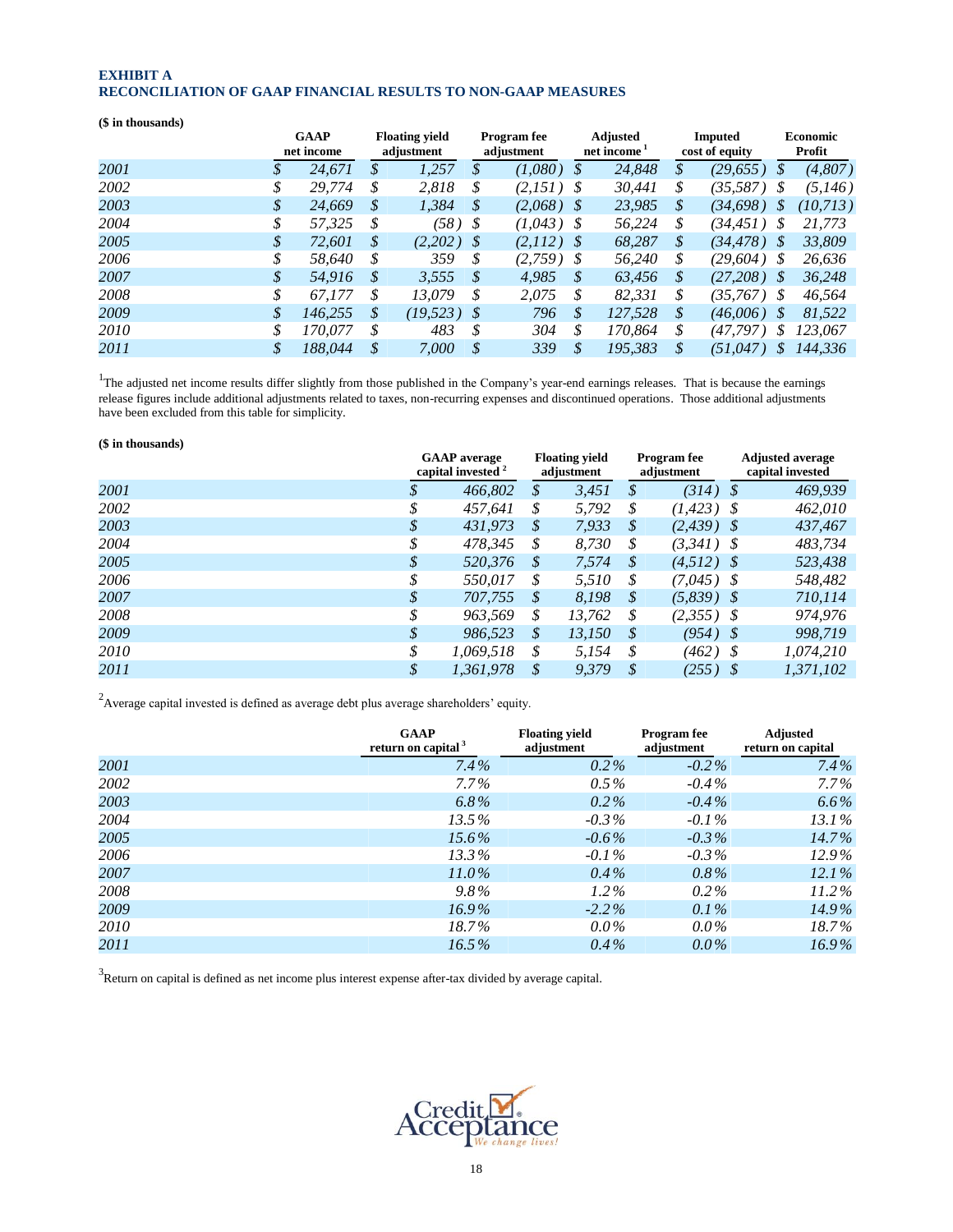**EXHIBIT A**
**RECONCILIATION OF GAAP FINANCIAL RESULTS TO NON-GAAP MEASURES**

**($ in thousands)**

| | GAAP net income | Floating yield adjustment | Program fee adjustment | Adjusted net income [1] | Imputed cost of equity | Economic Profit |
|---|---|---|---|---|---|---|
| 2001 | $ 24,671 | $ 1,257 | $ (1,080) | $ 24,848 | $ (29,655) | $ (4,807) |
| 2002 | $ 29,774 | $ 2,818 | $ (2,151) | $ 30,441 | $ (35,587) | $ (5,146) |
| 2003 | $ 24,669 | $ 1,384 | $ (2,068) | $ 23,985 | $ (34,698) | $ (10,713) |
| 2004 | $ 57,325 | $ (58) | $ (1,043) | $ 56,224 | $ (34,451) | $ 21,773 |
| 2005 | $ 72,601 | $ (2,202) | $ (2,112) | $ 68,287 | $ (34,478) | $ 33,809 |
| 2006 | $ 58,640 | $ 359 | $ (2,759) | $ 56,240 | $ (29,604) | $ 26,636 |
| 2007 | $ 54,916 | $ 3,555 | $ 4,985 | $ 63,456 | $ (27,208) | $ 36,248 |
| 2008 | $ 67,177 | $ 13,079 | $ 2,075 | $ 82,331 | $ (35,767) | $ 46,564 |
| 2009 | $ 146,255 | $ (19,523) | $ 796 | $ 127,528 | $ (46,006) | $ 81,522 |
| 2010 | $ 170,077 | $ 483 | $ 304 | $ 170,864 | $ (47,797) | $ 123,067 |
| 2011 | $ 188,044 | $ 7,000 | $ 339 | $ 195,383 | $ (51,047) | $ 144,336 |

[1]The adjusted net income results differ slightly from those published in the Company's year-end earnings releases. That is because the earnings release figures include additional adjustments related to taxes, non-recurring expenses and discontinued operations. Those additional adjustments have been excluded from this table for simplicity.

**($ in thousands)**

| | GAAP average capital invested [2] | Floating yield adjustment | Program fee adjustment | Adjusted average capital invested |
|---|---|---|---|---|
| 2001 | $ 466,802 | $ 3,451 | $ (314) | $ 469,939 |
| 2002 | $ 457,641 | $ 5,792 | $ (1,423) | $ 462,010 |
| 2003 | $ 431,973 | $ 7,933 | $ (2,439) | $ 437,467 |
| 2004 | $ 478,345 | $ 8,730 | $ (3,341) | $ 483,734 |
| 2005 | $ 520,376 | $ 7,574 | $ (4,512) | $ 523,438 |
| 2006 | $ 550,017 | $ 5,510 | $ (7,045) | $ 548,482 |
| 2007 | $ 707,755 | $ 8,198 | $ (5,839) | $ 710,114 |
| 2008 | $ 963,569 | $ 13,762 | $ (2,355) | $ 974,976 |
| 2009 | $ 986,523 | $ 13,150 | $ (954) | $ 998,719 |
| 2010 | $ 1,069,518 | $ 5,154 | $ (462) | $ 1,074,210 |
| 2011 | $ 1,361,978 | $ 9,379 | $ (255) | $ 1,371,102 |

[2]Average capital invested is defined as average debt plus average shareholders' equity.

| | GAAP return on capital [3] | Floating yield adjustment | Program fee adjustment | Adjusted return on capital |
|---|---|---|---|---|
| 2001 | 7.4% | 0.2% | -0.2% | 7.4% |
| 2002 | 7.7% | 0.5% | -0.4% | 7.7% |
| 2003 | 6.8% | 0.2% | -0.4% | 6.6% |
| 2004 | 13.5% | -0.3% | -0.1% | 13.1% |
| 2005 | 15.6% | -0.6% | -0.3% | 14.7% |
| 2006 | 13.3% | -0.1% | -0.3% | 12.9% |
| 2007 | 11.0% | 0.4% | 0.8% | 12.1% |
| 2008 | 9.8% | 1.2% | 0.2% | 11.2% |
| 2009 | 16.9% | -2.2% | 0.1% | 14.9% |
| 2010 | 18.7% | 0.0% | 0.0% | 18.7% |
| 2011 | 16.5% | 0.4% | 0.0% | 16.9% |

[3]Return on capital is defined as net income plus interest expense after-tax divided by average capital.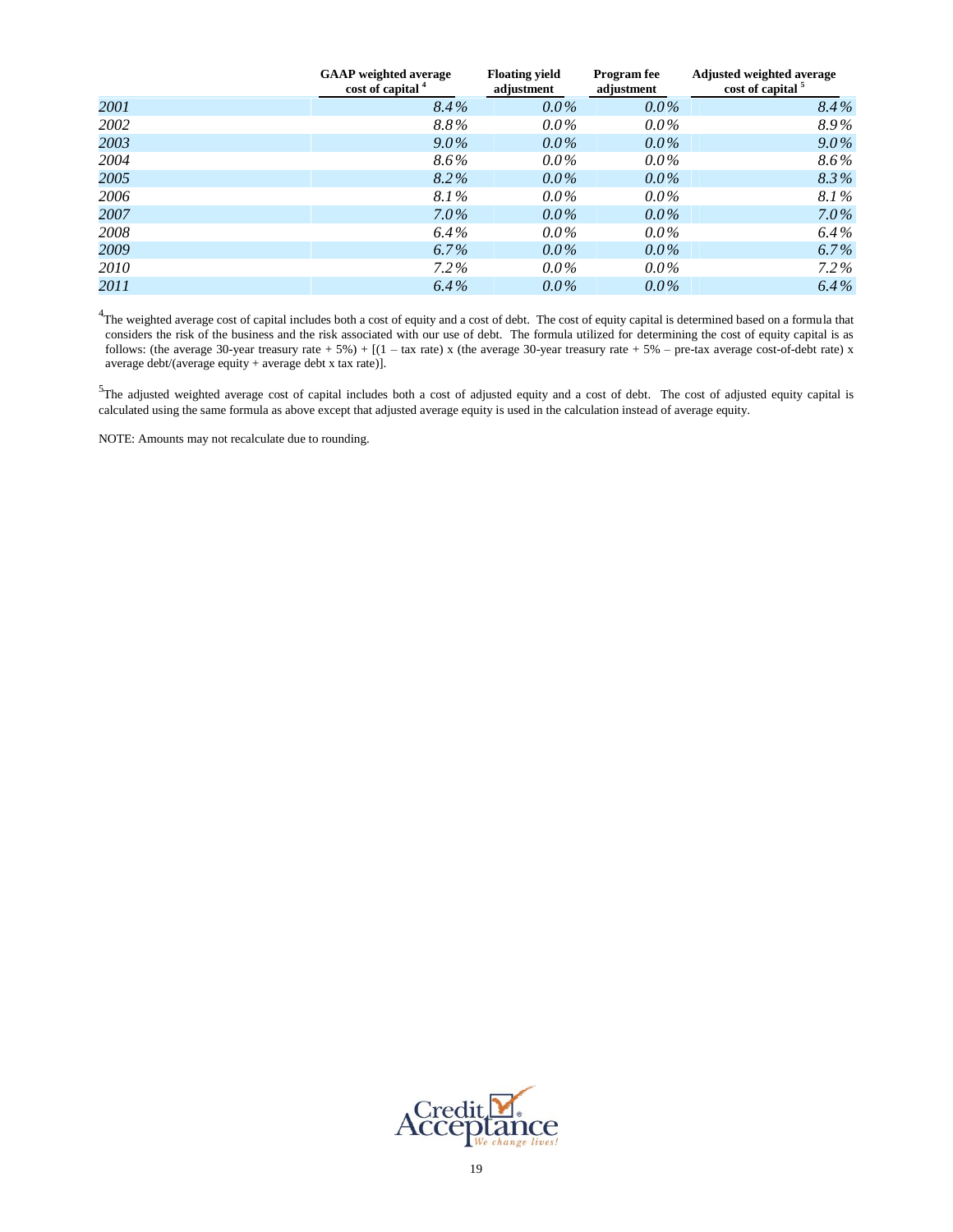| | GAAP weighted average cost of capital [4] | Floating yield adjustment | Program fee adjustment | Adjusted weighted average cost of capital [5] |
|---|---|---|---|---|
| *2001* | *8.4%* | *0.0%* | *0.0%* | *8.4%* |
| *2002* | *8.8%* | *0.0%* | *0.0%* | *8.9%* |
| *2003* | *9.0%* | *0.0%* | *0.0%* | *9.0%* |
| *2004* | *8.6%* | *0.0%* | *0.0%* | *8.6%* |
| *2005* | *8.2%* | *0.0%* | *0.0%* | *8.3%* |
| *2006* | *8.1%* | *0.0%* | *0.0%* | *8.1%* |
| *2007* | *7.0%* | *0.0%* | *0.0%* | *7.0%* |
| *2008* | *6.4%* | *0.0%* | *0.0%* | *6.4%* |
| *2009* | *6.7%* | *0.0%* | *0.0%* | *6.7%* |
| *2010* | *7.2%* | *0.0%* | *0.0%* | *7.2%* |
| *2011* | *6.4%* | *0.0%* | *0.0%* | *6.4%* |

[4]The weighted average cost of capital includes both a cost of equity and a cost of debt. The cost of equity capital is determined based on a formula that considers the risk of the business and the risk associated with our use of debt. The formula utilized for determining the cost of equity capital is as follows: (the average 30-year treasury rate + 5%) + [(1 – tax rate) x (the average 30-year treasury rate + 5% – pre-tax average cost-of-debt rate) x average debt/(average equity + average debt x tax rate)].

[5]The adjusted weighted average cost of capital includes both a cost of adjusted equity and a cost of debt. The cost of adjusted equity capital is calculated using the same formula as above except that adjusted average equity is used in the calculation instead of average equity.

NOTE: Amounts may not recalculate due to rounding.